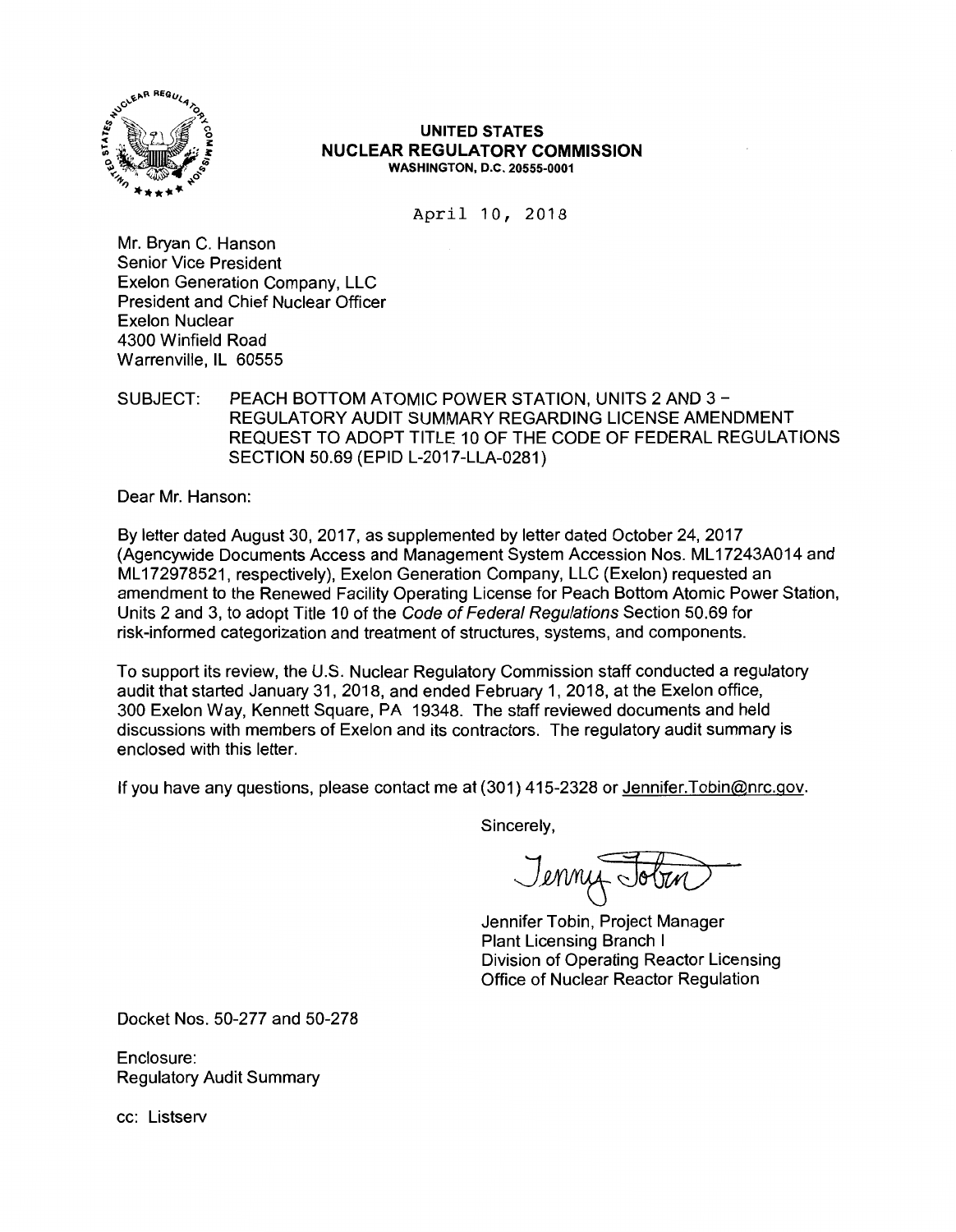**UNITED STATES**
**NUCLEAR REGULATORY COMMISSION**
**WASHINGTON, D.C. 20555-0001**

April 10, 2018

Mr. Bryan C. Hanson
Senior Vice President
Exelon Generation Company, LLC
President and Chief Nuclear Officer
Exelon Nuclear
4300 Winfield Road
Warrenville, IL 60555

SUBJECT: PEACH BOTTOM ATOMIC POWER STATION, UNITS 2 AND 3 – REGULATORY AUDIT SUMMARY REGARDING LICENSE AMENDMENT REQUEST TO ADOPT TITLE 10 OF THE CODE OF FEDERAL REGULATIONS SECTION 50.69 (EPID L-2017-LLA-0281)

Dear Mr. Hanson:

By letter dated August 30, 2017, as supplemented by letter dated October 24, 2017 (Agencywide Documents Access and Management System Accession Nos. ML17243A014 and ML172978521, respectively), Exelon Generation Company, LLC (Exelon) requested an amendment to the Renewed Facility Operating License for Peach Bottom Atomic Power Station, Units 2 and 3, to adopt Title 10 of the *Code of Federal Regulations* Section 50.69 for risk-informed categorization and treatment of structures, systems, and components.

To support its review, the U.S. Nuclear Regulatory Commission staff conducted a regulatory audit that started January 31, 2018, and ended February 1, 2018, at the Exelon office, 300 Exelon Way, Kennett Square, PA 19348. The staff reviewed documents and held discussions with members of Exelon and its contractors. The regulatory audit summary is enclosed with this letter.

If you have any questions, please contact me at (301) 415-2328 or Jennifer.Tobin@nrc.gov.

Sincerely,

Jennifer Tobin, Project Manager
Plant Licensing Branch I
Division of Operating Reactor Licensing
Office of Nuclear Reactor Regulation

Docket Nos. 50-277 and 50-278

Enclosure:
Regulatory Audit Summary

cc: Listserv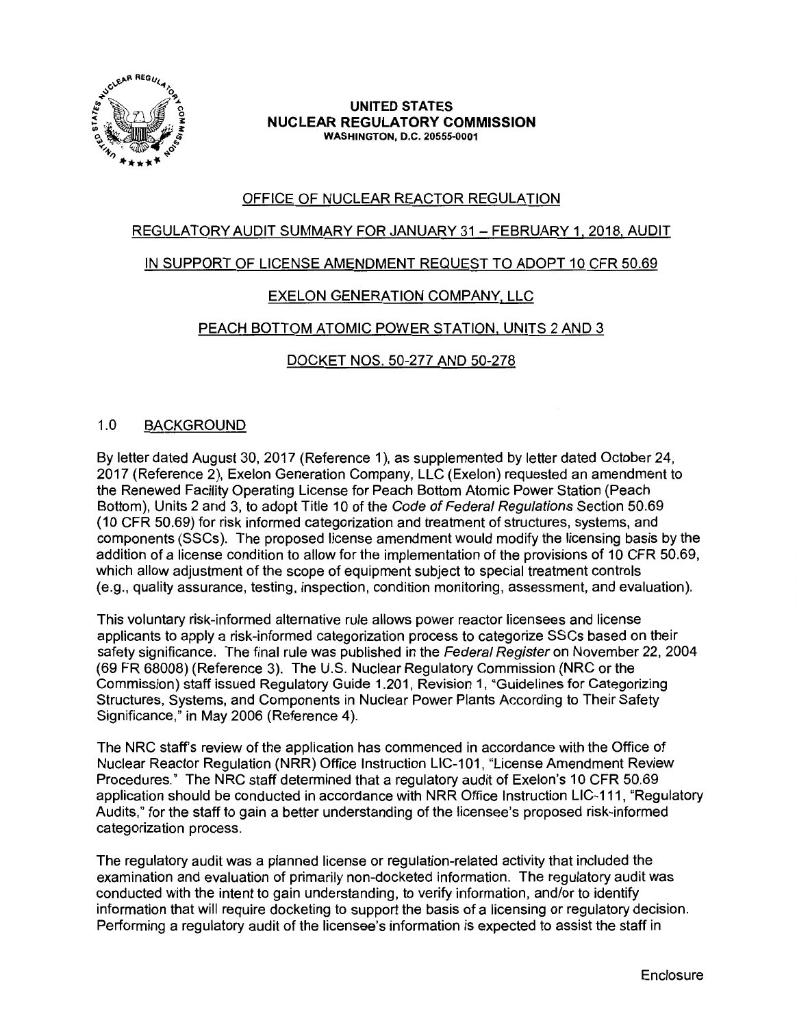**UNITED STATES**
**NUCLEAR REGULATORY COMMISSION**
**WASHINGTON, D.C. 20555-0001**

OFFICE OF NUCLEAR REACTOR REGULATION

REGULATORY AUDIT SUMMARY FOR JANUARY 31 – FEBRUARY 1, 2018, AUDIT

IN SUPPORT OF LICENSE AMENDMENT REQUEST TO ADOPT 10 CFR 50.69

EXELON GENERATION COMPANY, LLC

PEACH BOTTOM ATOMIC POWER STATION, UNITS 2 AND 3

DOCKET NOS. 50-277 AND 50-278

## 1.0 BACKGROUND

By letter dated August 30, 2017 (Reference 1), as supplemented by letter dated October 24, 2017 (Reference 2), Exelon Generation Company, LLC (Exelon) requested an amendment to the Renewed Facility Operating License for Peach Bottom Atomic Power Station (Peach Bottom), Units 2 and 3, to adopt Title 10 of the *Code of Federal Regulations* Section 50.69 (10 CFR 50.69) for risk informed categorization and treatment of structures, systems, and components (SSCs). The proposed license amendment would modify the licensing basis by the addition of a license condition to allow for the implementation of the provisions of 10 CFR 50.69, which allow adjustment of the scope of equipment subject to special treatment controls (e.g., quality assurance, testing, inspection, condition monitoring, assessment, and evaluation).

This voluntary risk-informed alternative rule allows power reactor licensees and license applicants to apply a risk-informed categorization process to categorize SSCs based on their safety significance. The final rule was published in the *Federal Register* on November 22, 2004 (69 FR 68008) (Reference 3). The U.S. Nuclear Regulatory Commission (NRC or the Commission) staff issued Regulatory Guide 1.201, Revision 1, "Guidelines for Categorizing Structures, Systems, and Components in Nuclear Power Plants According to Their Safety Significance," in May 2006 (Reference 4).

The NRC staff's review of the application has commenced in accordance with the Office of Nuclear Reactor Regulation (NRR) Office Instruction LIC-101, "License Amendment Review Procedures." The NRC staff determined that a regulatory audit of Exelon's 10 CFR 50.69 application should be conducted in accordance with NRR Office Instruction LIC-111, "Regulatory Audits," for the staff to gain a better understanding of the licensee's proposed risk-informed categorization process.

The regulatory audit was a planned license or regulation-related activity that included the examination and evaluation of primarily non-docketed information. The regulatory audit was conducted with the intent to gain understanding, to verify information, and/or to identify information that will require docketing to support the basis of a licensing or regulatory decision. Performing a regulatory audit of the licensee's information is expected to assist the staff in

Enclosure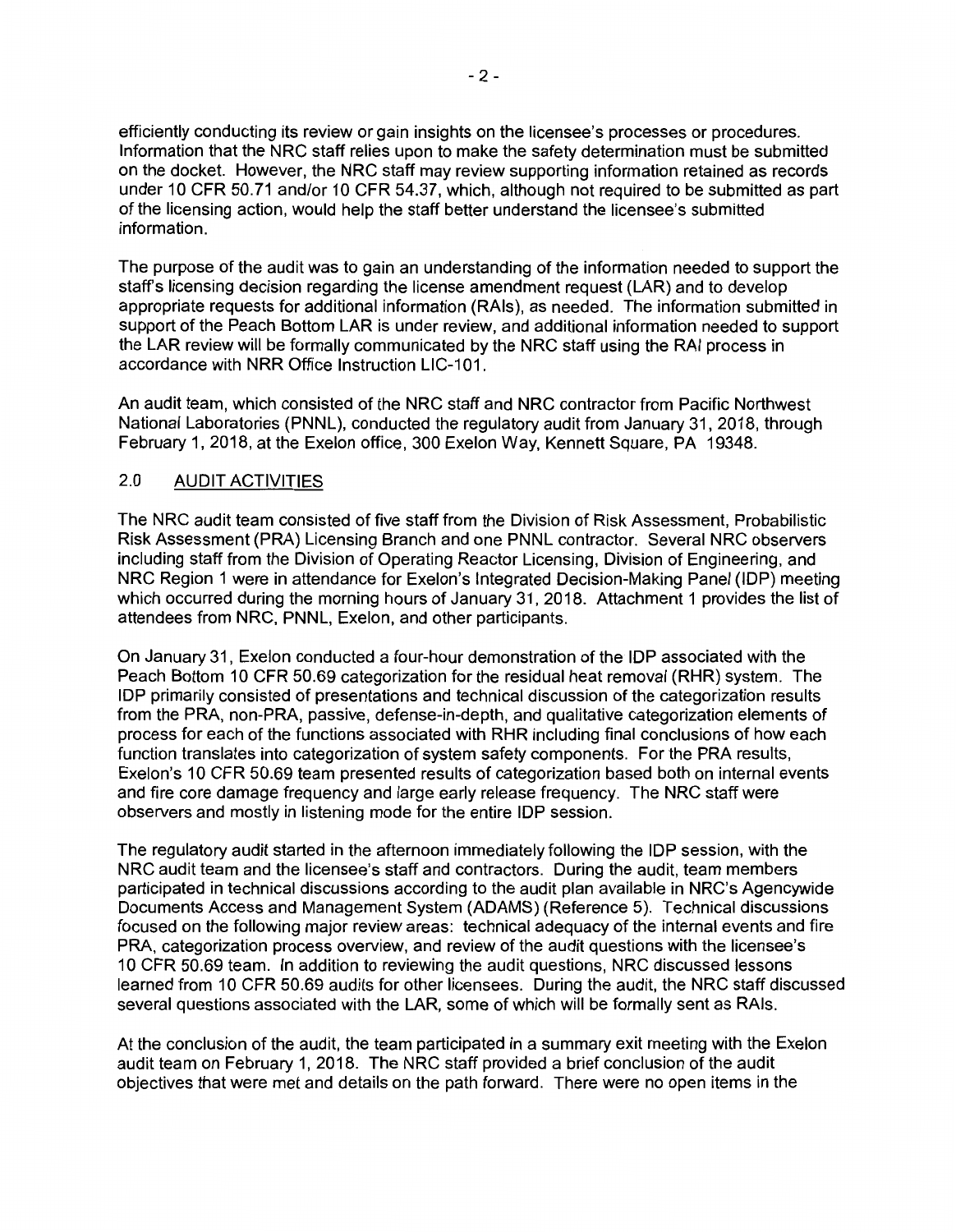efficiently conducting its review or gain insights on the licensee's processes or procedures. Information that the NRC staff relies upon to make the safety determination must be submitted on the docket. However, the NRC staff may review supporting information retained as records under 10 CFR 50.71 and/or 10 CFR 54.37, which, although not required to be submitted as part of the licensing action, would help the staff better understand the licensee's submitted information.

The purpose of the audit was to gain an understanding of the information needed to support the staff's licensing decision regarding the license amendment request (LAR) and to develop appropriate requests for additional information (RAIs), as needed. The information submitted in support of the Peach Bottom LAR is under review, and additional information needed to support the LAR review will be formally communicated by the NRC staff using the RAI process in accordance with NRR Office Instruction LIC-101.

An audit team, which consisted of the NRC staff and NRC contractor from Pacific Northwest National Laboratories (PNNL), conducted the regulatory audit from January 31, 2018, through February 1, 2018, at the Exelon office, 300 Exelon Way, Kennett Square, PA 19348.

## 2.0 AUDIT ACTIVITIES

The NRC audit team consisted of five staff from the Division of Risk Assessment, Probabilistic Risk Assessment (PRA) Licensing Branch and one PNNL contractor. Several NRC observers including staff from the Division of Operating Reactor Licensing, Division of Engineering, and NRC Region 1 were in attendance for Exelon's Integrated Decision-Making Panel (IDP) meeting which occurred during the morning hours of January 31, 2018. Attachment 1 provides the list of attendees from NRC, PNNL, Exelon, and other participants.

On January 31, Exelon conducted a four-hour demonstration of the IDP associated with the Peach Bottom 10 CFR 50.69 categorization for the residual heat removal (RHR) system. The IDP primarily consisted of presentations and technical discussion of the categorization results from the PRA, non-PRA, passive, defense-in-depth, and qualitative categorization elements of process for each of the functions associated with RHR including final conclusions of how each function translates into categorization of system safety components. For the PRA results, Exelon's 10 CFR 50.69 team presented results of categorization based both on internal events and fire core damage frequency and large early release frequency. The NRC staff were observers and mostly in listening mode for the entire IDP session.

The regulatory audit started in the afternoon immediately following the IDP session, with the NRC audit team and the licensee's staff and contractors. During the audit, team members participated in technical discussions according to the audit plan available in NRC's Agencywide Documents Access and Management System (ADAMS) (Reference 5). Technical discussions focused on the following major review areas: technical adequacy of the internal events and fire PRA, categorization process overview, and review of the audit questions with the licensee's 10 CFR 50.69 team. In addition to reviewing the audit questions, NRC discussed lessons learned from 10 CFR 50.69 audits for other licensees. During the audit, the NRC staff discussed several questions associated with the LAR, some of which will be formally sent as RAIs.

At the conclusion of the audit, the team participated in a summary exit meeting with the Exelon audit team on February 1, 2018. The NRC staff provided a brief conclusion of the audit objectives that were met and details on the path forward. There were no open items in the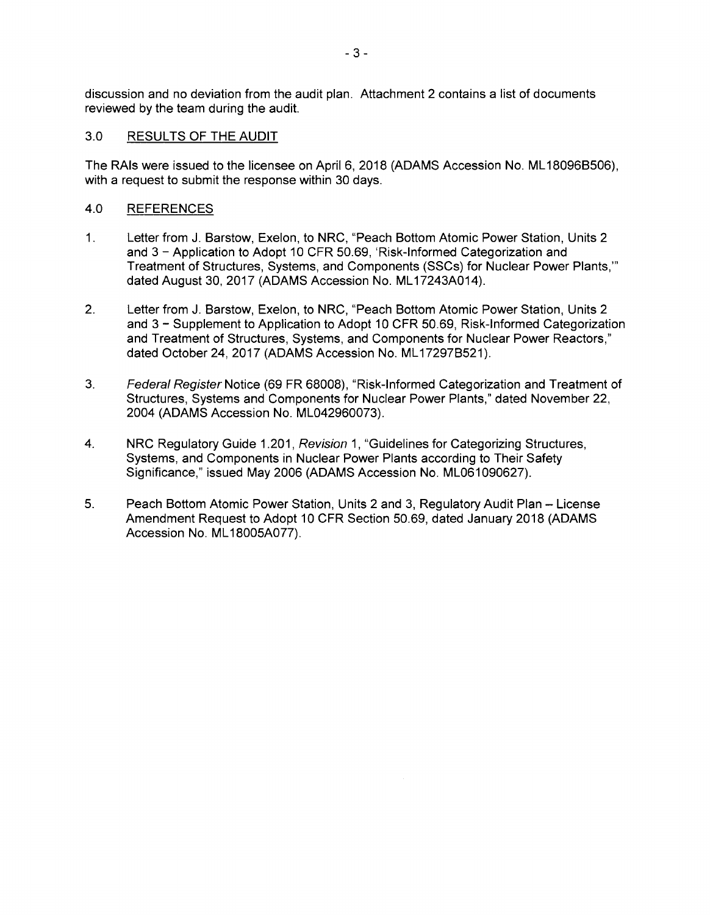discussion and no deviation from the audit plan. Attachment 2 contains a list of documents reviewed by the team during the audit.

## 3.0 RESULTS OF THE AUDIT

The RAIs were issued to the licensee on April 6, 2018 (ADAMS Accession No. ML18096B506), with a request to submit the response within 30 days.

## 4.0 REFERENCES

1. Letter from J. Barstow, Exelon, to NRC, "Peach Bottom Atomic Power Station, Units 2 and 3 – Application to Adopt 10 CFR 50.69, 'Risk-Informed Categorization and Treatment of Structures, Systems, and Components (SSCs) for Nuclear Power Plants,'" dated August 30, 2017 (ADAMS Accession No. ML17243A014).

2. Letter from J. Barstow, Exelon, to NRC, "Peach Bottom Atomic Power Station, Units 2 and 3 – Supplement to Application to Adopt 10 CFR 50.69, Risk-Informed Categorization and Treatment of Structures, Systems, and Components for Nuclear Power Reactors," dated October 24, 2017 (ADAMS Accession No. ML17297B521).

3. *Federal Register* Notice (69 FR 68008), "Risk-Informed Categorization and Treatment of Structures, Systems and Components for Nuclear Power Plants," dated November 22, 2004 (ADAMS Accession No. ML042960073).

4. NRC Regulatory Guide 1.201, *Revision* 1, "Guidelines for Categorizing Structures, Systems, and Components in Nuclear Power Plants according to Their Safety Significance," issued May 2006 (ADAMS Accession No. ML061090627).

5. Peach Bottom Atomic Power Station, Units 2 and 3, Regulatory Audit Plan – License Amendment Request to Adopt 10 CFR Section 50.69, dated January 2018 (ADAMS Accession No. ML18005A077).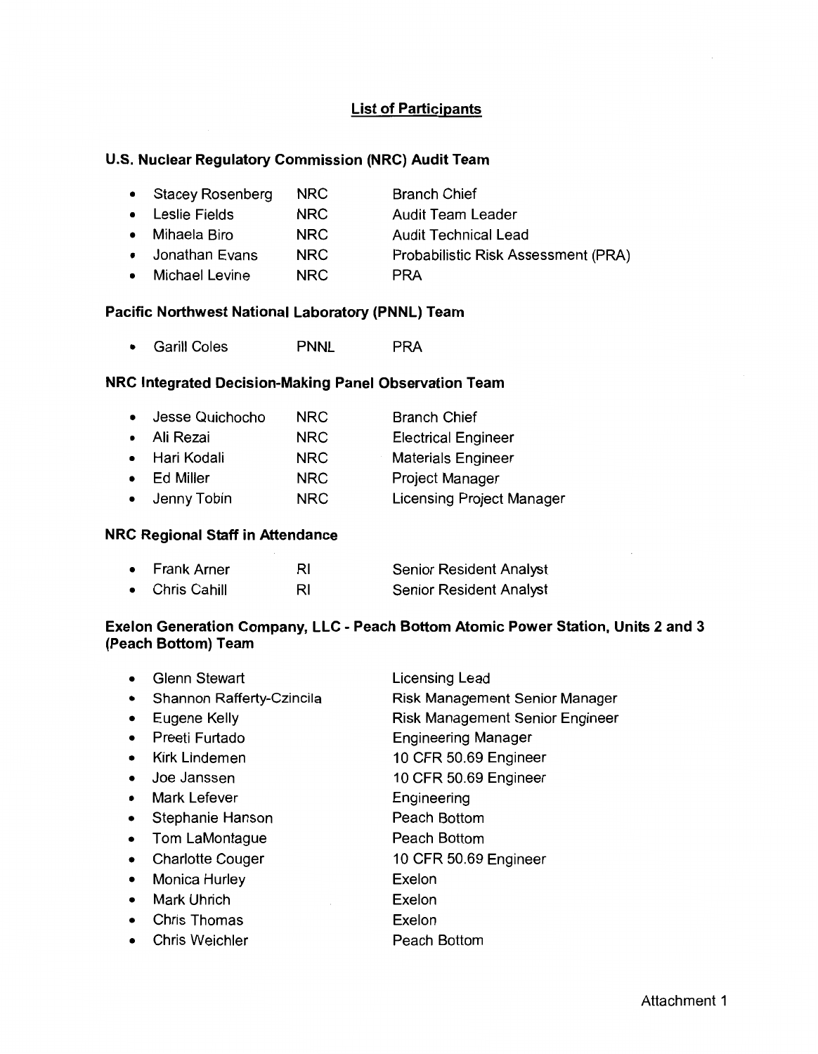## List of Participants

### U.S. Nuclear Regulatory Commission (NRC) Audit Team

- Stacey Rosenberg NRC Branch Chief
- Leslie Fields NRC Audit Team Leader
- Mihaela Biro NRC Audit Technical Lead
- Jonathan Evans NRC Probabilistic Risk Assessment (PRA)
- Michael Levine NRC PRA

### Pacific Northwest National Laboratory (PNNL) Team

- Garill Coles PNNL PRA

### NRC Integrated Decision-Making Panel Observation Team

- Jesse Quichocho NRC Branch Chief
- Ali Rezai NRC Electrical Engineer
- Hari Kodali NRC Materials Engineer
- Ed Miller NRC Project Manager
- Jenny Tobin NRC Licensing Project Manager

### NRC Regional Staff in Attendance

- Frank Arner RI Senior Resident Analyst
- Chris Cahill RI Senior Resident Analyst

### Exelon Generation Company, LLC - Peach Bottom Atomic Power Station, Units 2 and 3 (Peach Bottom) Team

- Glenn Stewart Licensing Lead
- Shannon Rafferty-Czincila Risk Management Senior Manager
- Eugene Kelly Risk Management Senior Engineer
- Preeti Furtado Engineering Manager
- Kirk Lindemen 10 CFR 50.69 Engineer
- Joe Janssen 10 CFR 50.69 Engineer
- Mark Lefever Engineering
- Stephanie Hanson Peach Bottom
- Tom LaMontague Peach Bottom
- Charlotte Couger 10 CFR 50.69 Engineer
- Monica Hurley Exelon
- Mark Uhrich Exelon
- Chris Thomas Exelon
- Chris Weichler Peach Bottom

Attachment 1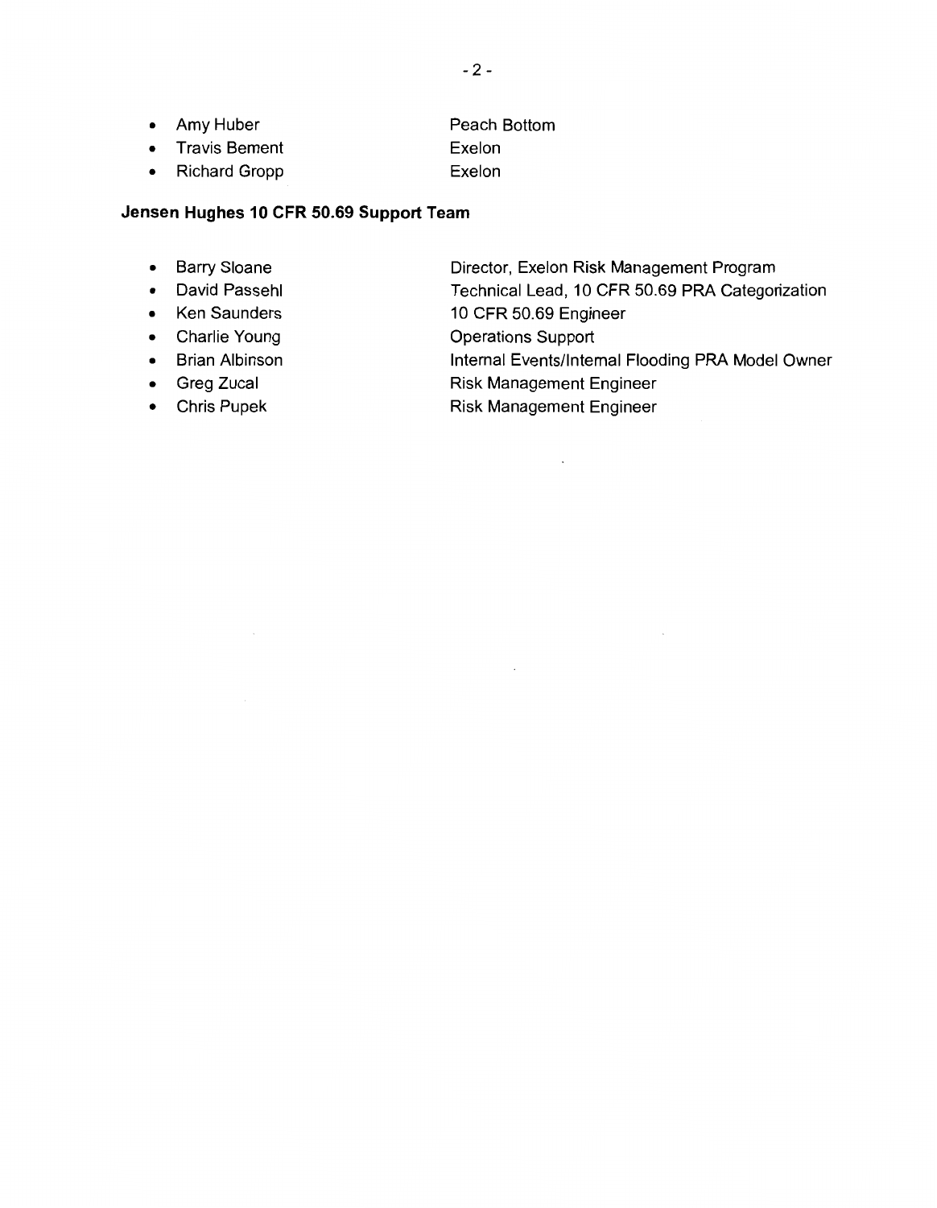- Amy Huber — Peach Bottom
- Travis Bement — Exelon
- Richard Gropp — Exelon

**Jensen Hughes 10 CFR 50.69 Support Team**

- Barry Sloane — Director, Exelon Risk Management Program
- David Passehl — Technical Lead, 10 CFR 50.69 PRA Categorization
- Ken Saunders — 10 CFR 50.69 Engineer
- Charlie Young — Operations Support
- Brian Albinson — Internal Events/Internal Flooding PRA Model Owner
- Greg Zucal — Risk Management Engineer
- Chris Pupek — Risk Management Engineer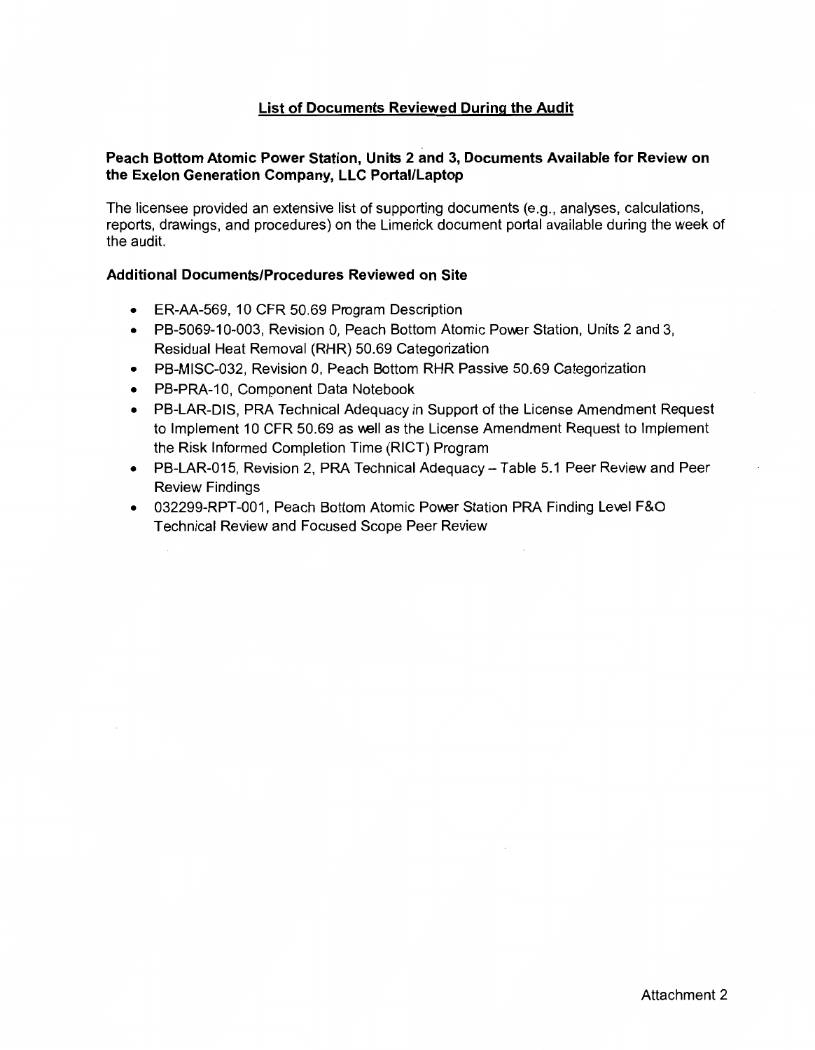## List of Documents Reviewed During the Audit

**Peach Bottom Atomic Power Station, Units 2 and 3, Documents Available for Review on the Exelon Generation Company, LLC Portal/Laptop**

The licensee provided an extensive list of supporting documents (e.g., analyses, calculations, reports, drawings, and procedures) on the Limerick document portal available during the week of the audit.

**Additional Documents/Procedures Reviewed on Site**

- ER-AA-569, 10 CFR 50.69 Program Description
- PB-5069-10-003, Revision 0, Peach Bottom Atomic Power Station, Units 2 and 3, Residual Heat Removal (RHR) 50.69 Categorization
- PB-MISC-032, Revision 0, Peach Bottom RHR Passive 50.69 Categorization
- PB-PRA-10, Component Data Notebook
- PB-LAR-DIS, PRA Technical Adequacy in Support of the License Amendment Request to Implement 10 CFR 50.69 as well as the License Amendment Request to Implement the Risk Informed Completion Time (RICT) Program
- PB-LAR-015, Revision 2, PRA Technical Adequacy – Table 5.1 Peer Review and Peer Review Findings
- 032299-RPT-001, Peach Bottom Atomic Power Station PRA Finding Level F&O Technical Review and Focused Scope Peer Review

Attachment 2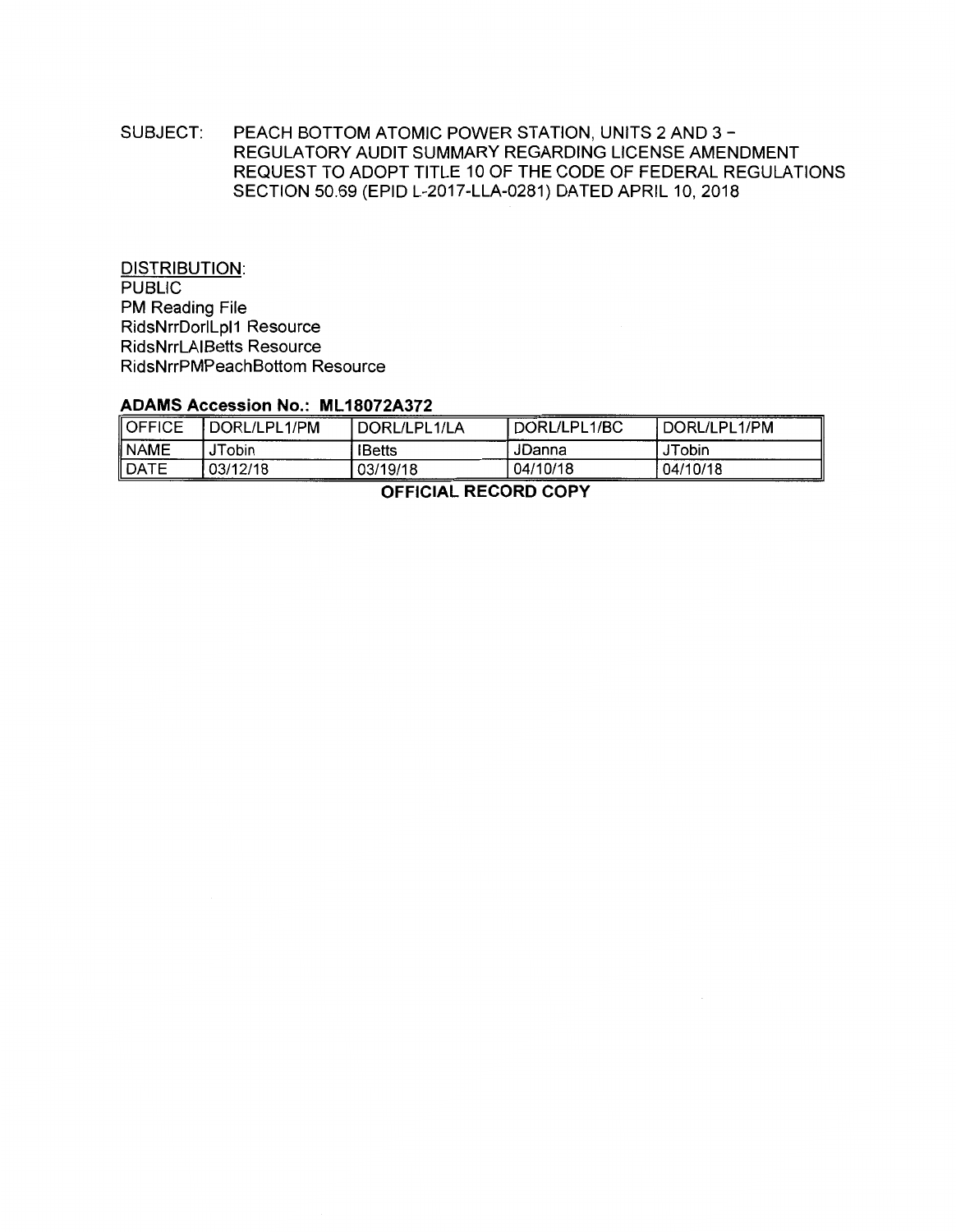SUBJECT: PEACH BOTTOM ATOMIC POWER STATION, UNITS 2 AND 3 – REGULATORY AUDIT SUMMARY REGARDING LICENSE AMENDMENT REQUEST TO ADOPT TITLE 10 OF THE CODE OF FEDERAL REGULATIONS SECTION 50.69 (EPID L-2017-LLA-0281) DATED APRIL 10, 2018

DISTRIBUTION:
PUBLIC
PM Reading File
RidsNrrDorlLpl1 Resource
RidsNrrLAIBetts Resource
RidsNrrPMPeachBottom Resource

**ADAMS Accession No.: ML18072A372**

| OFFICE | DORL/LPL1/PM | DORL/LPL1/LA | DORL/LPL1/BC | DORL/LPL1/PM |
|---|---|---|---|---|
| NAME | JTobin | IBetts | JDanna | JTobin |
| DATE | 03/12/18 | 03/19/18 | 04/10/18 | 04/10/18 |

**OFFICIAL RECORD COPY**